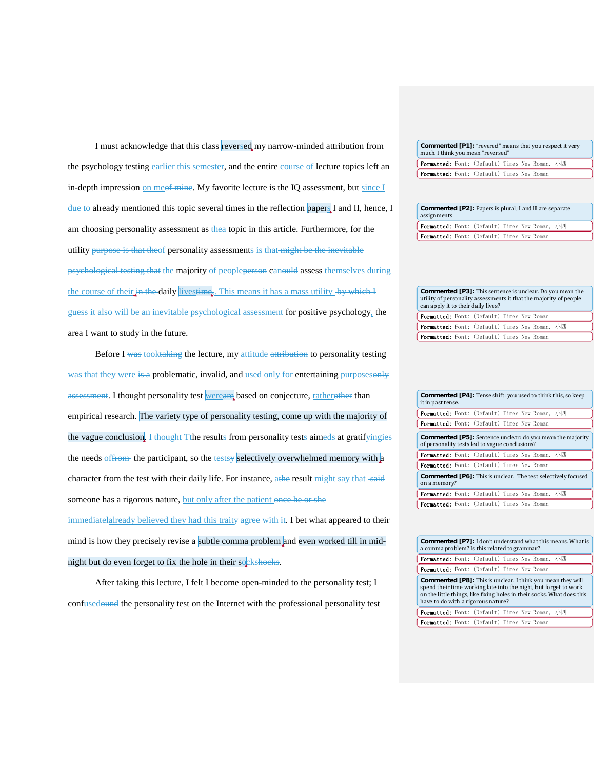I must acknowledge that this class reversed my narrow-minded attribution from the psychology testing earlier this semester, and the entire course of lecture topics left an in-depth impression on me~~of mine~~. My favorite lecture is the IQ assessment, but since I ~~due to~~ already mentioned this topic several times in the reflection papers I and II, hence, I am choosing personality assessment as the~~a~~ topic in this article. Furthermore, for the utility ~~purpose is that the~~of personality assessments is that ~~might be the inevitable psychological testing that~~ the majority of people~~person~~ can~~ould~~ assess themselves during the course of their ~~in the~~ daily lives~~time~~. This means it has a mass utility ~~by which I guess it also will be an inevitable psychological assessment~~ for positive psychology, the area I want to study in the future.

Before I ~~was~~ took~~taking~~ the lecture, my attitude ~~attribution~~ to personality testing was that they were ~~is a~~ problematic, invalid, and used only for entertaining purposes~~only assessment~~. I thought personality test were~~are~~ based on conjecture, rather~~other~~ than empirical research. The variety type of personality testing, come up with the majority of the vague conclusion. I thought ~~T~~the results from personality tests aimed~~s~~ at gratifying~~ies~~ the needs of~~from~~ the participant, so the tests~~y~~ selectively overwhelmed memory with a character from the test with their daily life. For instance, a~~the~~ result might say that ~~said~~ someone has a rigorous nature, but only after the patient ~~once he or she immediatel~~already believed they had this trait~~y agree with it~~. I bet what appeared to their mind is how they precisely revise a subtle comma problem and even worked till in mid-night but do even forget to fix the hole in their socks~~hocks~~.

After taking this lecture, I felt I become open-minded to the personality test; I confused~~ound~~ the personality test on the Internet with the professional personality test

---

**Commented [P1]:** "revered" means that you respect it very much. I think you mean "reversed"

Formatted: Font: (Default) Times New Roman, 小四

Formatted: Font: (Default) Times New Roman

**Commented [P2]:** Papers is plural; I and II are separate assignments

Formatted: Font: (Default) Times New Roman, 小四

Formatted: Font: (Default) Times New Roman

**Commented [P3]:** This sentence is unclear. Do you mean the utility of personality assessments it that the majority of people can apply it to their daily lives?

Formatted: Font: (Default) Times New Roman

Formatted: Font: (Default) Times New Roman, 小四

Formatted: Font: (Default) Times New Roman

**Commented [P4]:** Tense shift: you used to think this, so keep it in past tense.

Formatted: Font: (Default) Times New Roman, 小四

Formatted: Font: (Default) Times New Roman

**Commented [P5]:** Sentence unclear: do you mean the majority of personality tests led to vague conclusions?

Formatted: Font: (Default) Times New Roman, 小四

Formatted: Font: (Default) Times New Roman

**Commented [P6]:** This is unclear. The test selectively focused on a memory?

Formatted: Font: (Default) Times New Roman, 小四

Formatted: Font: (Default) Times New Roman

**Commented [P7]:** I don't understand what this means. What is a comma problem? Is this related to grammar?

Formatted: Font: (Default) Times New Roman, 小四

Formatted: Font: (Default) Times New Roman

**Commented [P8]:** This is unclear. I think you mean they will spend their time working late into the night, but forget to work on the little things, like fixing holes in their socks. What does this have to do with a rigorous nature?

Formatted: Font: (Default) Times New Roman, 小四

Formatted: Font: (Default) Times New Roman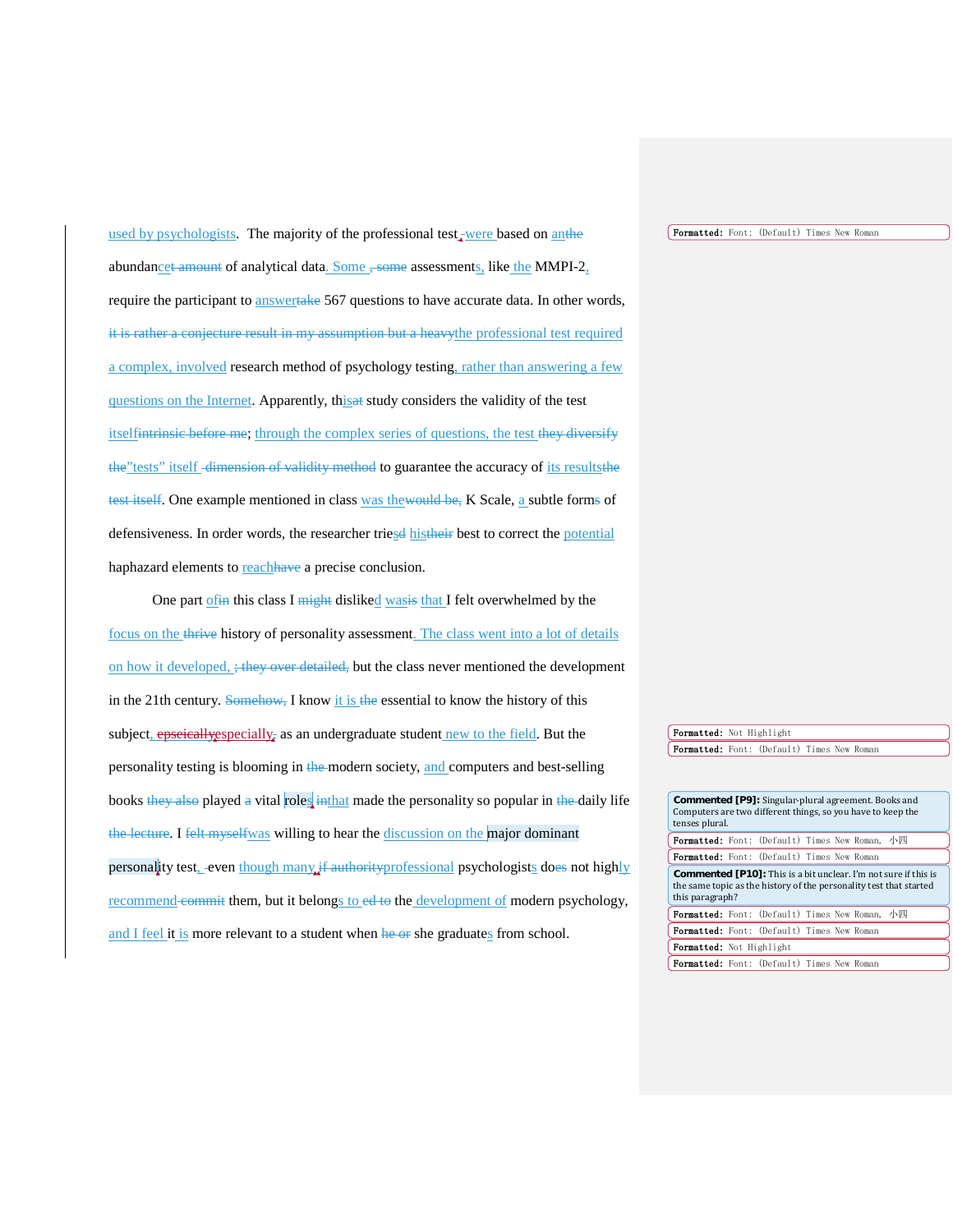used by psychologists. The majority of the professional test~~,~~ were based on an~~the~~ abundan~~cet amount~~ of analytical data. Some ~~, some~~ assessments, like the MMPI-2, require the participant to answer~~take~~ 567 questions to have accurate data. In other words, ~~it is rather a conjecture result in my assumption but a heavy~~the professional test required a complex, involved research method of psychology testing, rather than answering a few questions on the Internet. Apparently, this~~at~~ study considers the validity of the test itself~~intrinsic before me~~; through the complex series of questions, the test ~~they diversify the~~"tests" itself ~~dimension of validity method~~ to guarantee the accuracy of its results~~the test itself~~. One example mentioned in class was the~~would be,~~ K Scale, a subtle form~~s~~ of defensiveness. In order words, the researcher tries~~d~~ his~~their~~ best to correct the potential haphazard elements to reach~~have~~ a precise conclusion.

One part of~~in~~ this class I ~~might~~ disliked was~~is~~ that I felt overwhelmed by the focus on the ~~thrive~~ history of personality assessment. The class went into a lot of details on how it developed, ~~; they over detailed,~~ but the class never mentioned the development in the 21th century. ~~Somehow,~~ I know it is ~~the~~ essential to know the history of this subject, ~~epseically~~especially~~,~~ as an undergraduate student new to the field. But the personality testing is blooming in ~~the~~ modern society, and computers and best-selling books ~~they also~~ played ~~a~~ vital roles ~~in~~that made the personality so popular in ~~the~~ daily life ~~the lecture~~. I ~~felt myself~~was willing to hear the discussion on the major dominant personality test, ~~-~~even though many ~~if authority~~professional psychologists do~~es~~ not highly recommend ~~commit~~ them, but it belongs to ~~ed to~~ the development of modern psychology, and I feel it is more relevant to a student when ~~he or~~ she graduates from school.

**Commented [P9]:** Singular-plural agreement. Books and Computers are two different things, so you have to keep the tenses plural.

**Commented [P10]:** This is a bit unclear. I'm not sure if this is the same topic as the history of the personality test that started this paragraph?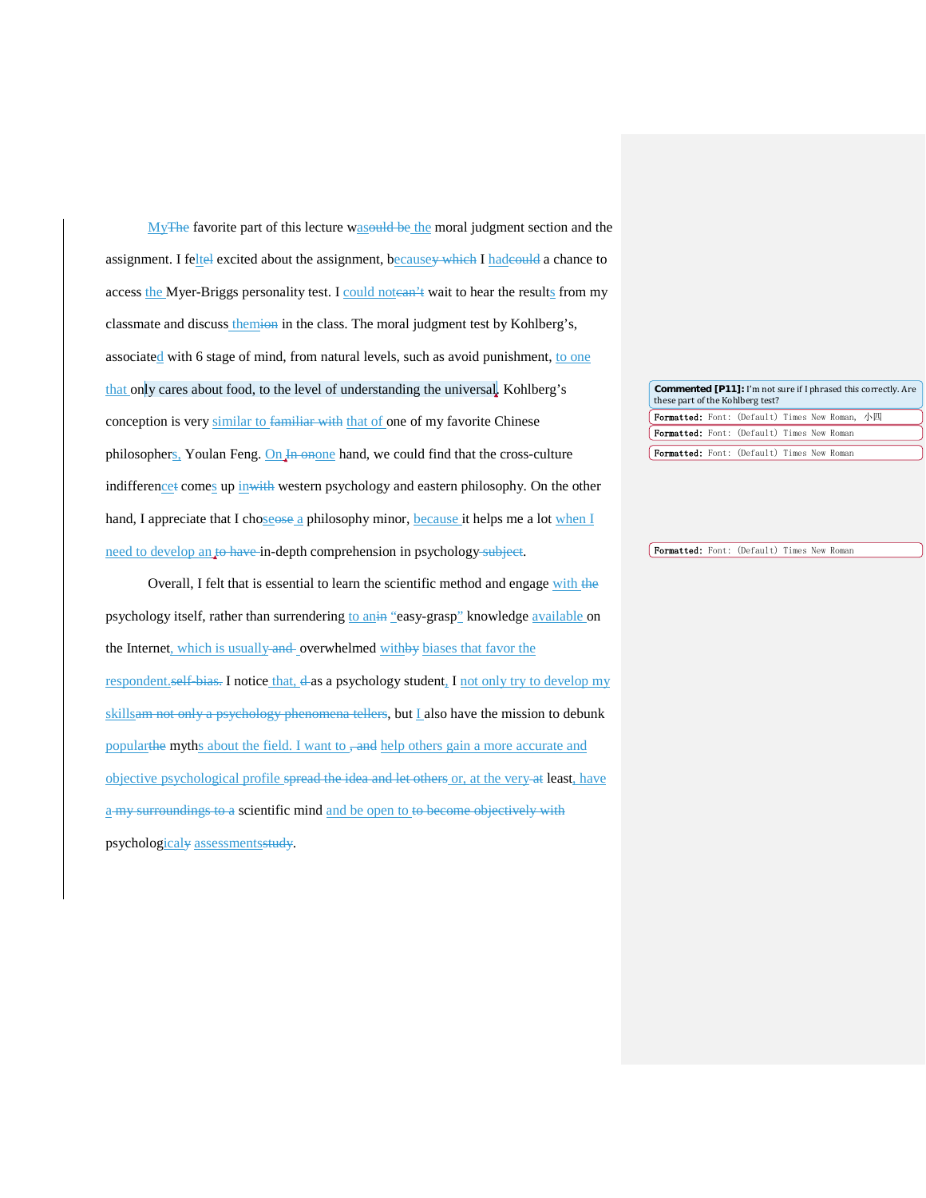My~~The~~ favorite part of this lecture was~~ould be~~ the moral judgment section and the assignment. I felt~~el~~ excited about the assignment, because~~y which~~ I had~~could~~ a chance to access the Myer-Briggs personality test. I could not~~can't~~ wait to hear the results from my classmate and discuss them~~ion~~ in the class. The moral judgment test by Kohlberg's, associated with 6 stage of mind, from natural levels, such as avoid punishment, to one that only cares about food, to the level of understanding the universal. Kohlberg's conception is very similar to ~~familiar with~~ that of one of my favorite Chinese philosophers, Youlan Feng. On ~~In on~~one hand, we could find that the cross-culture indifference~~t~~ comes up in~~with~~ western psychology and eastern philosophy. On the other hand, I appreciate that I chose~~ose~~ a philosophy minor, because it helps me a lot when I need to develop an ~~to have~~ in-depth comprehension in psychology ~~subject~~.

Overall, I felt that is essential to learn the scientific method and engage with ~~the~~ psychology itself, rather than surrendering to an~~in~~ "easy-grasp" knowledge available on the Internet, which is usually ~~and~~ overwhelmed with~~by~~ biases that favor the respondent.~~self-bias.~~ I notice that, ~~d~~ as a psychology student, I not only try to develop my skills~~am not only a psychology phenomena tellers~~, but I also have the mission to debunk popular~~the~~ myths about the field. I want to ~~, and~~ help others gain a more accurate and objective psychological profile ~~spread the idea and let others~~ or, at the very ~~at~~ least, have a ~~my surroundings to a~~ scientific mind and be open to ~~to become objectively with~~ psychological~~y~~ assessments~~study~~.

**Commented [P11]:** I'm not sure if I phrased this correctly. Are these part of the Kohlberg test?

Formatted: Font: (Default) Times New Roman, 小四

Formatted: Font: (Default) Times New Roman

Formatted: Font: (Default) Times New Roman

Formatted: Font: (Default) Times New Roman